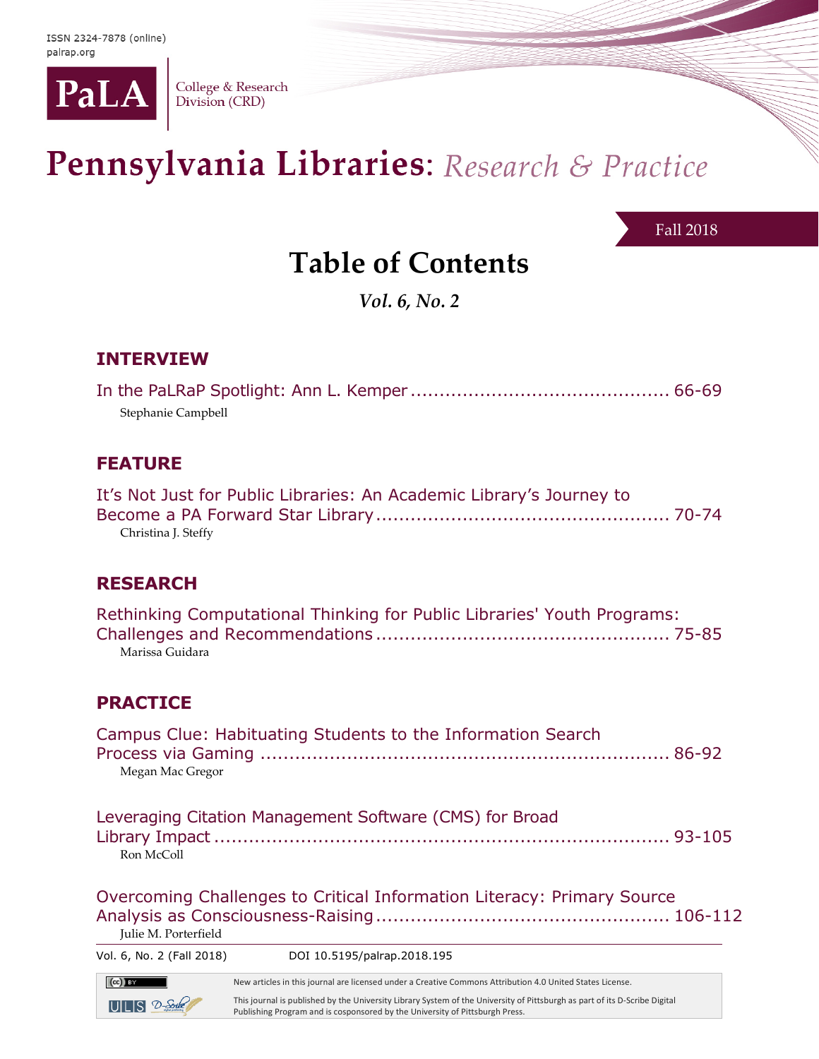ISSN 2324-7878 (online)
palrap.org

PaLA College & Research Division (CRD)

# Pennsylvania Libraries: *Research & Practice*

Fall 2018

## Table of Contents

*Vol. 6, No. 2*

### INTERVIEW

In the PaLRaP Spotlight: Ann L. Kemper ............................................ 66-69
Stephanie Campbell

### FEATURE

It's Not Just for Public Libraries: An Academic Library's Journey to Become a PA Forward Star Library .................................................. 70-74
Christina J. Steffy

### RESEARCH

Rethinking Computational Thinking for Public Libraries' Youth Programs: Challenges and Recommendations .................................................. 75-85
Marissa Guidara

### PRACTICE

Campus Clue: Habituating Students to the Information Search Process via Gaming ..................................................................... 86-92
Megan Mac Gregor

Leveraging Citation Management Software (CMS) for Broad Library Impact ............................................................................ 93-105
Ron McColl

Overcoming Challenges to Critical Information Literacy: Primary Source Analysis as Consciousness-Raising .................................................. 106-112
Julie M. Porterfield

DOI 10.5195/palrap.2018.195

New articles in this journal are licensed under a Creative Commons Attribution 4.0 United States License.

This journal is published by the University Library System of the University of Pittsburgh as part of its D-Scribe Digital Publishing Program and is cosponsored by the University of Pittsburgh Press.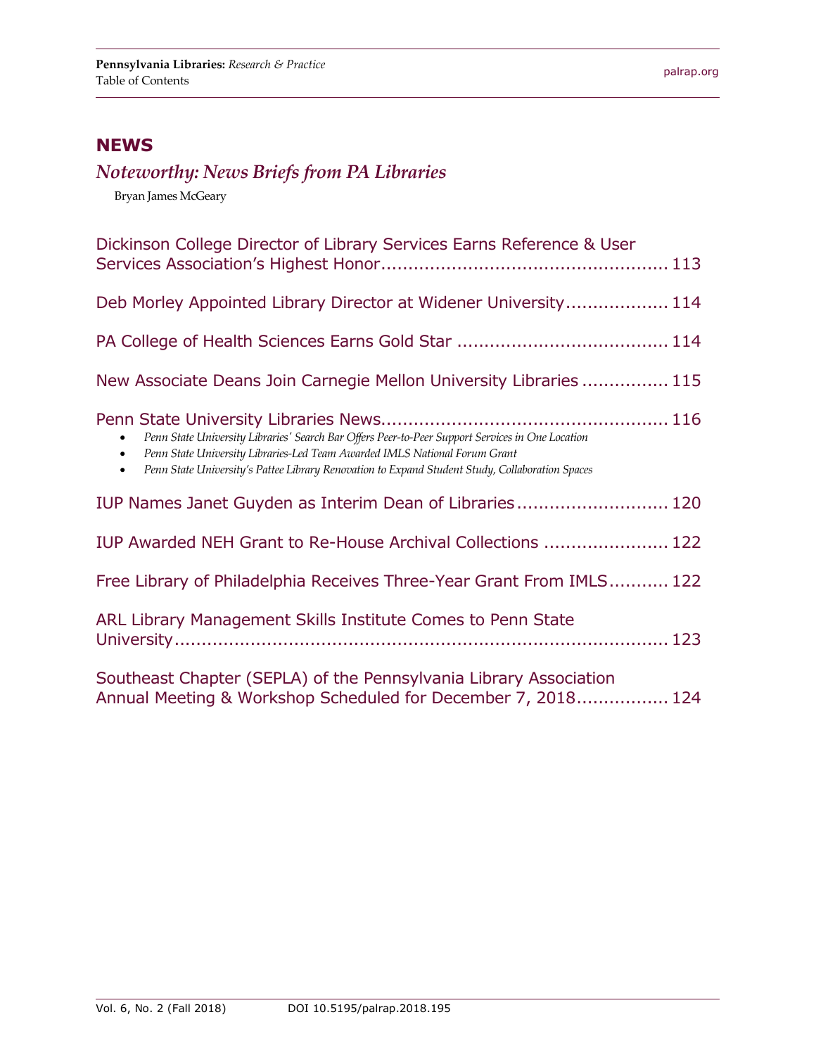## NEWS

### *Noteworthy: News Briefs from PA Libraries*

Bryan James McGeary

Dickinson College Director of Library Services Earns Reference & User Services Association's Highest Honor ..... 113

Deb Morley Appointed Library Director at Widener University ..... 114

PA College of Health Sciences Earns Gold Star ..... 114

New Associate Deans Join Carnegie Mellon University Libraries ..... 115

Penn State University Libraries News ..... 116

- *Penn State University Libraries' Search Bar Offers Peer-to-Peer Support Services in One Location*
- *Penn State University Libraries-Led Team Awarded IMLS National Forum Grant*
- *Penn State University's Pattee Library Renovation to Expand Student Study, Collaboration Spaces*

IUP Names Janet Guyden as Interim Dean of Libraries ..... 120

IUP Awarded NEH Grant to Re-House Archival Collections ..... 122

Free Library of Philadelphia Receives Three-Year Grant From IMLS ..... 122

ARL Library Management Skills Institute Comes to Penn State University ..... 123

Southeast Chapter (SEPLA) of the Pennsylvania Library Association Annual Meeting & Workshop Scheduled for December 7, 2018 ..... 124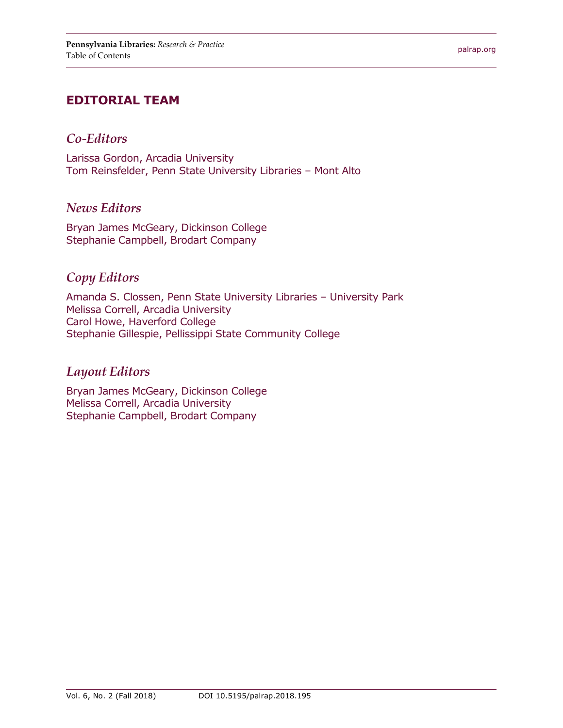## EDITORIAL TEAM

### *Co-Editors*

Larissa Gordon, Arcadia University
Tom Reinsfelder, Penn State University Libraries – Mont Alto

### *News Editors*

Bryan James McGeary, Dickinson College
Stephanie Campbell, Brodart Company

### *Copy Editors*

Amanda S. Clossen, Penn State University Libraries – University Park
Melissa Correll, Arcadia University
Carol Howe, Haverford College
Stephanie Gillespie, Pellissippi State Community College

### *Layout Editors*

Bryan James McGeary, Dickinson College
Melissa Correll, Arcadia University
Stephanie Campbell, Brodart Company